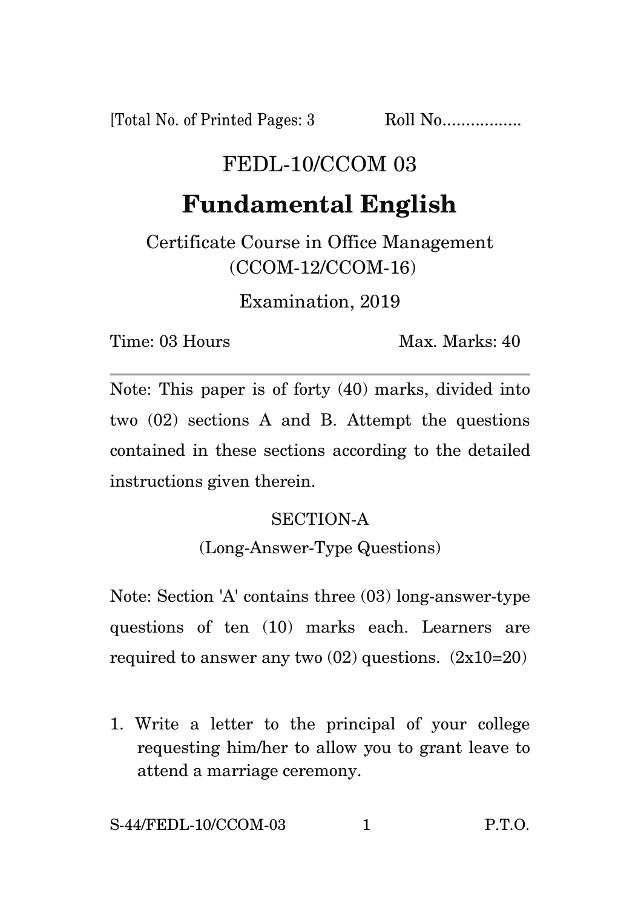[Total No. of Printed Pages: 3    Roll No.................

# FEDL-10/CCOM 03

# Fundamental English

Certificate Course in Office Management
(CCOM-12/CCOM-16)

Examination, 2019

Time: 03 Hours    Max. Marks: 40

---

Note: This paper is of forty (40) marks, divided into two (02) sections A and B. Attempt the questions contained in these sections according to the detailed instructions given therein.

## SECTION-A

(Long-Answer-Type Questions)

Note: Section 'A' contains three (03) long-answer-type questions of ten (10) marks each. Learners are required to answer any two (02) questions. (2x10=20)

1. Write a letter to the principal of your college requesting him/her to allow you to grant leave to attend a marriage ceremony.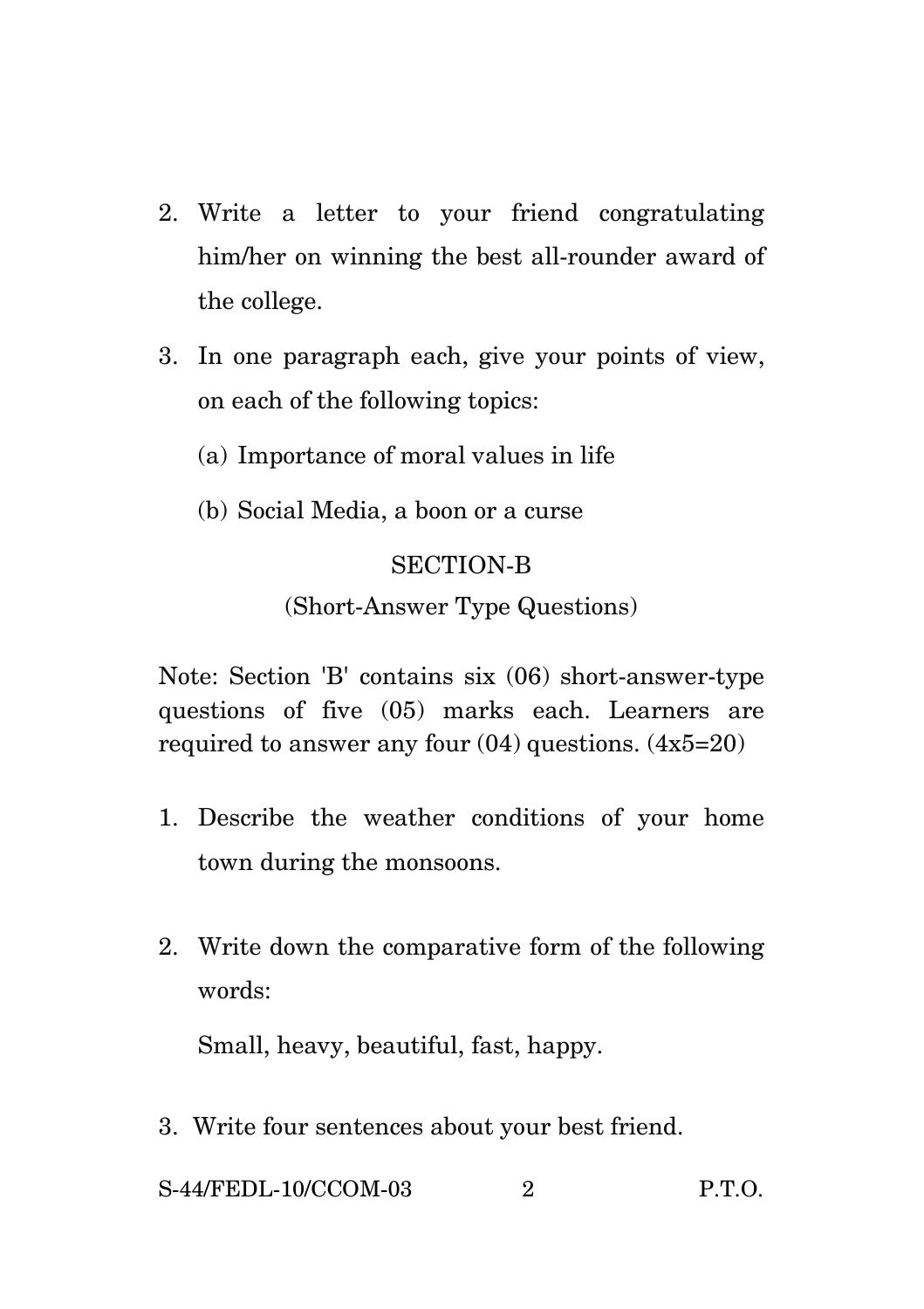2. Write a letter to your friend congratulating him/her on winning the best all-rounder award of the college.

3. In one paragraph each, give your points of view, on each of the following topics:

   (a) Importance of moral values in life

   (b) Social Media, a boon or a curse

## SECTION-B

### (Short-Answer Type Questions)

Note: Section 'B' contains six (06) short-answer-type questions of five (05) marks each. Learners are required to answer any four (04) questions. (4x5=20)

1. Describe the weather conditions of your home town during the monsoons.

2. Write down the comparative form of the following words:

   Small, heavy, beautiful, fast, happy.

3. Write four sentences about your best friend.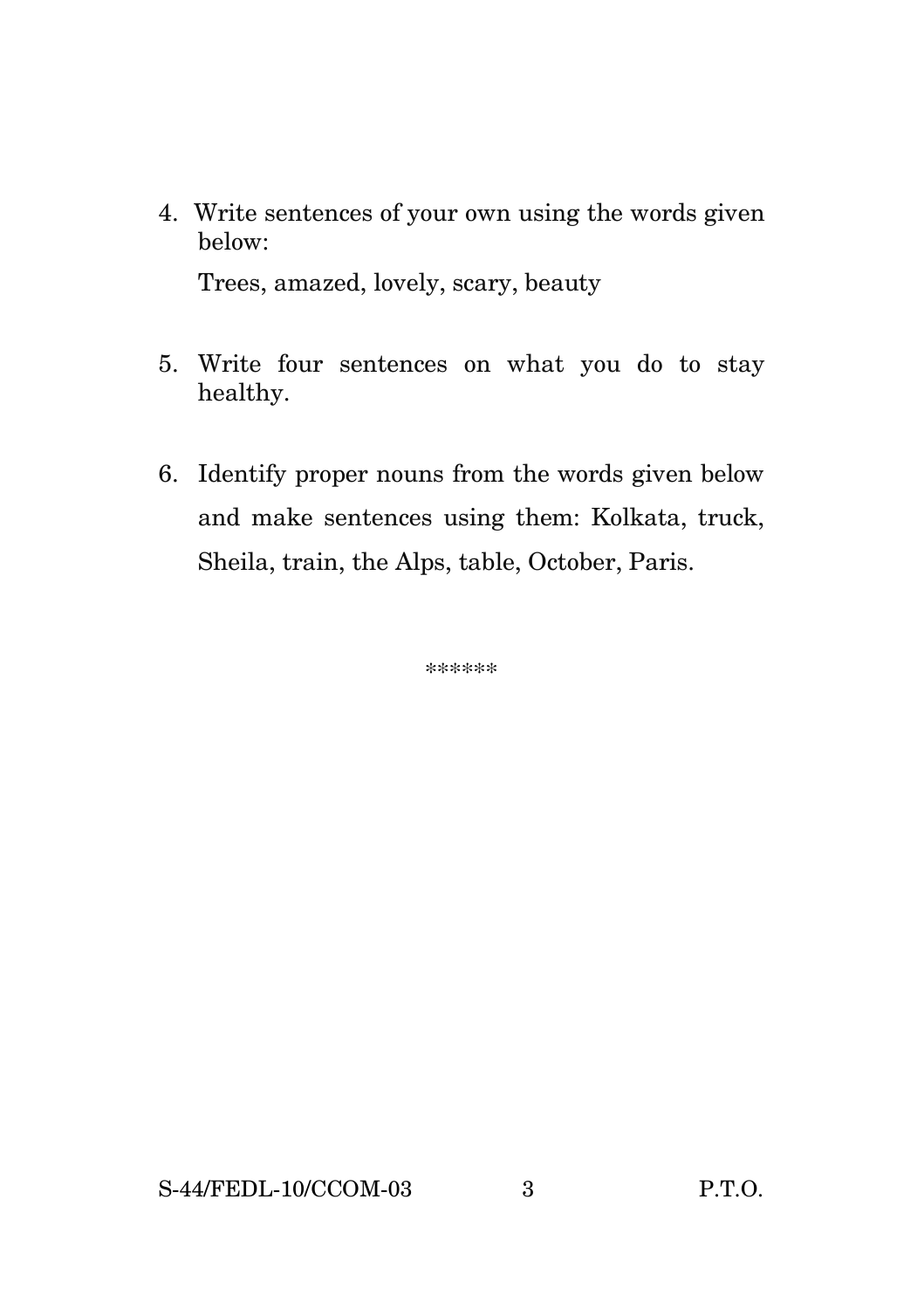4. Write sentences of your own using the words given below:

   Trees, amazed, lovely, scary, beauty

5. Write four sentences on what you do to stay healthy.

6. Identify proper nouns from the words given below and make sentences using them: Kolkata, truck, Sheila, train, the Alps, table, October, Paris.

******